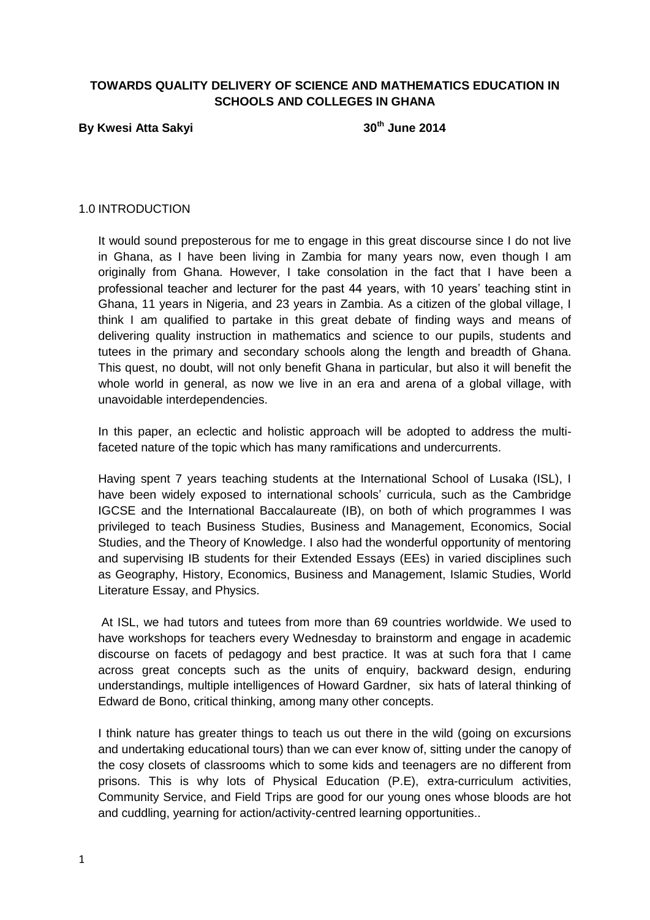**TOWARDS QUALITY DELIVERY OF SCIENCE AND MATHEMATICS EDUCATION IN SCHOOLS AND COLLEGES IN GHANA**

**By Kwesi Atta Sakyi** **30th June 2014**

## 1.0 INTRODUCTION

It would sound preposterous for me to engage in this great discourse since I do not live in Ghana, as I have been living in Zambia for many years now, even though I am originally from Ghana. However, I take consolation in the fact that I have been a professional teacher and lecturer for the past 44 years, with 10 years' teaching stint in Ghana, 11 years in Nigeria, and 23 years in Zambia. As a citizen of the global village, I think I am qualified to partake in this great debate of finding ways and means of delivering quality instruction in mathematics and science to our pupils, students and tutees in the primary and secondary schools along the length and breadth of Ghana. This quest, no doubt, will not only benefit Ghana in particular, but also it will benefit the whole world in general, as now we live in an era and arena of a global village, with unavoidable interdependencies.

In this paper, an eclectic and holistic approach will be adopted to address the multi-faceted nature of the topic which has many ramifications and undercurrents.

Having spent 7 years teaching students at the International School of Lusaka (ISL), I have been widely exposed to international schools' curricula, such as the Cambridge IGCSE and the International Baccalaureate (IB), on both of which programmes I was privileged to teach Business Studies, Business and Management, Economics, Social Studies, and the Theory of Knowledge. I also had the wonderful opportunity of mentoring and supervising IB students for their Extended Essays (EEs) in varied disciplines such as Geography, History, Economics, Business and Management, Islamic Studies, World Literature Essay, and Physics.

At ISL, we had tutors and tutees from more than 69 countries worldwide. We used to have workshops for teachers every Wednesday to brainstorm and engage in academic discourse on facets of pedagogy and best practice. It was at such fora that I came across great concepts such as the units of enquiry, backward design, enduring understandings, multiple intelligences of Howard Gardner, six hats of lateral thinking of Edward de Bono, critical thinking, among many other concepts.

I think nature has greater things to teach us out there in the wild (going on excursions and undertaking educational tours) than we can ever know of, sitting under the canopy of the cosy closets of classrooms which to some kids and teenagers are no different from prisons. This is why lots of Physical Education (P.E), extra-curriculum activities, Community Service, and Field Trips are good for our young ones whose bloods are hot and cuddling, yearning for action/activity-centred learning opportunities..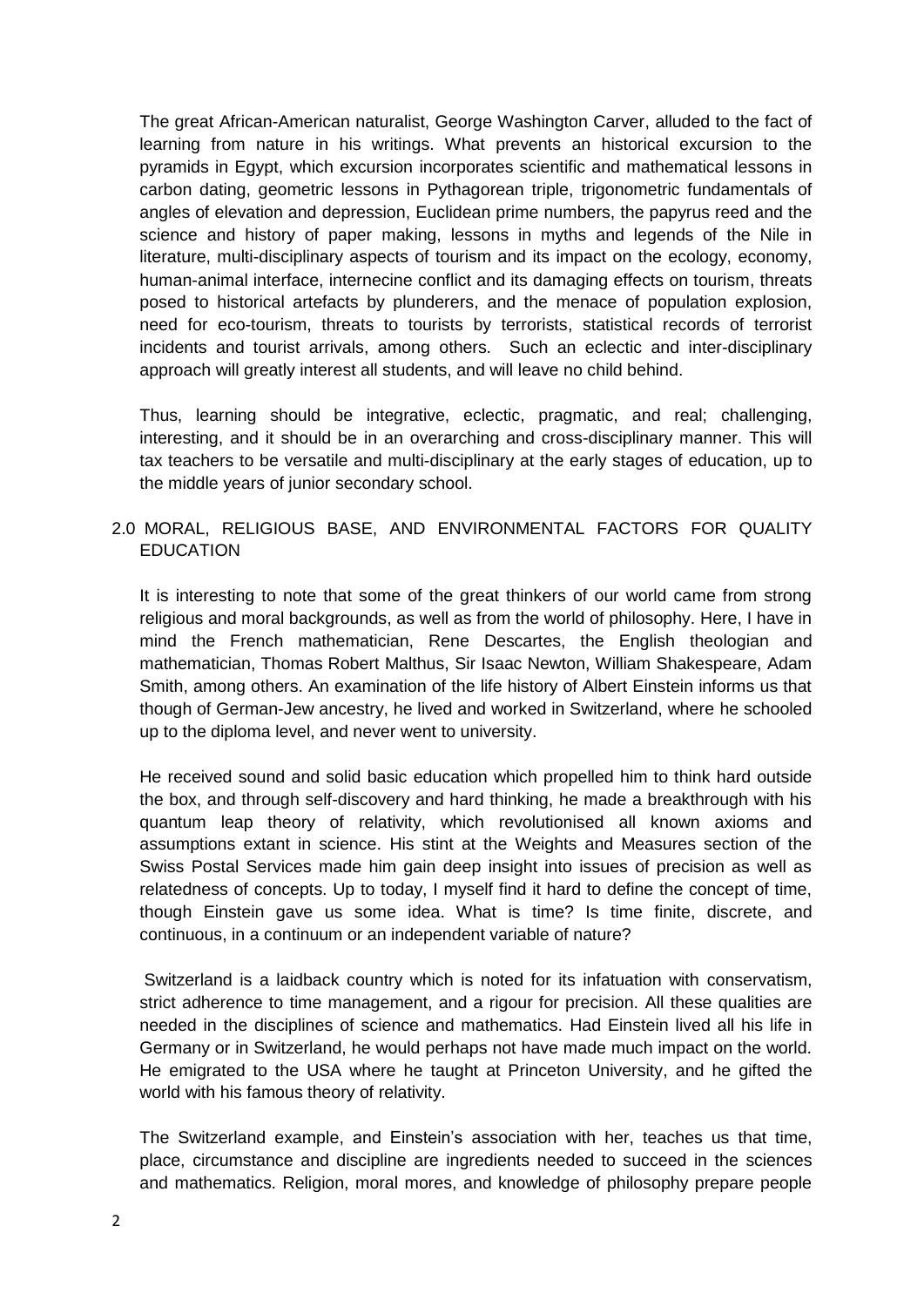The great African-American naturalist, George Washington Carver, alluded to the fact of learning from nature in his writings. What prevents an historical excursion to the pyramids in Egypt, which excursion incorporates scientific and mathematical lessons in carbon dating, geometric lessons in Pythagorean triple, trigonometric fundamentals of angles of elevation and depression, Euclidean prime numbers, the papyrus reed and the science and history of paper making, lessons in myths and legends of the Nile in literature, multi-disciplinary aspects of tourism and its impact on the ecology, economy, human-animal interface, internecine conflict and its damaging effects on tourism, threats posed to historical artefacts by plunderers, and the menace of population explosion, need for eco-tourism, threats to tourists by terrorists, statistical records of terrorist incidents and tourist arrivals, among others. Such an eclectic and inter-disciplinary approach will greatly interest all students, and will leave no child behind.

Thus, learning should be integrative, eclectic, pragmatic, and real; challenging, interesting, and it should be in an overarching and cross-disciplinary manner. This will tax teachers to be versatile and multi-disciplinary at the early stages of education, up to the middle years of junior secondary school.

## 2.0 MORAL, RELIGIOUS BASE, AND ENVIRONMENTAL FACTORS FOR QUALITY EDUCATION

It is interesting to note that some of the great thinkers of our world came from strong religious and moral backgrounds, as well as from the world of philosophy. Here, I have in mind the French mathematician, Rene Descartes, the English theologian and mathematician, Thomas Robert Malthus, Sir Isaac Newton, William Shakespeare, Adam Smith, among others. An examination of the life history of Albert Einstein informs us that though of German-Jew ancestry, he lived and worked in Switzerland, where he schooled up to the diploma level, and never went to university.

He received sound and solid basic education which propelled him to think hard outside the box, and through self-discovery and hard thinking, he made a breakthrough with his quantum leap theory of relativity, which revolutionised all known axioms and assumptions extant in science. His stint at the Weights and Measures section of the Swiss Postal Services made him gain deep insight into issues of precision as well as relatedness of concepts. Up to today, I myself find it hard to define the concept of time, though Einstein gave us some idea. What is time? Is time finite, discrete, and continuous, in a continuum or an independent variable of nature?

Switzerland is a laidback country which is noted for its infatuation with conservatism, strict adherence to time management, and a rigour for precision. All these qualities are needed in the disciplines of science and mathematics. Had Einstein lived all his life in Germany or in Switzerland, he would perhaps not have made much impact on the world. He emigrated to the USA where he taught at Princeton University, and he gifted the world with his famous theory of relativity.

The Switzerland example, and Einstein's association with her, teaches us that time, place, circumstance and discipline are ingredients needed to succeed in the sciences and mathematics. Religion, moral mores, and knowledge of philosophy prepare people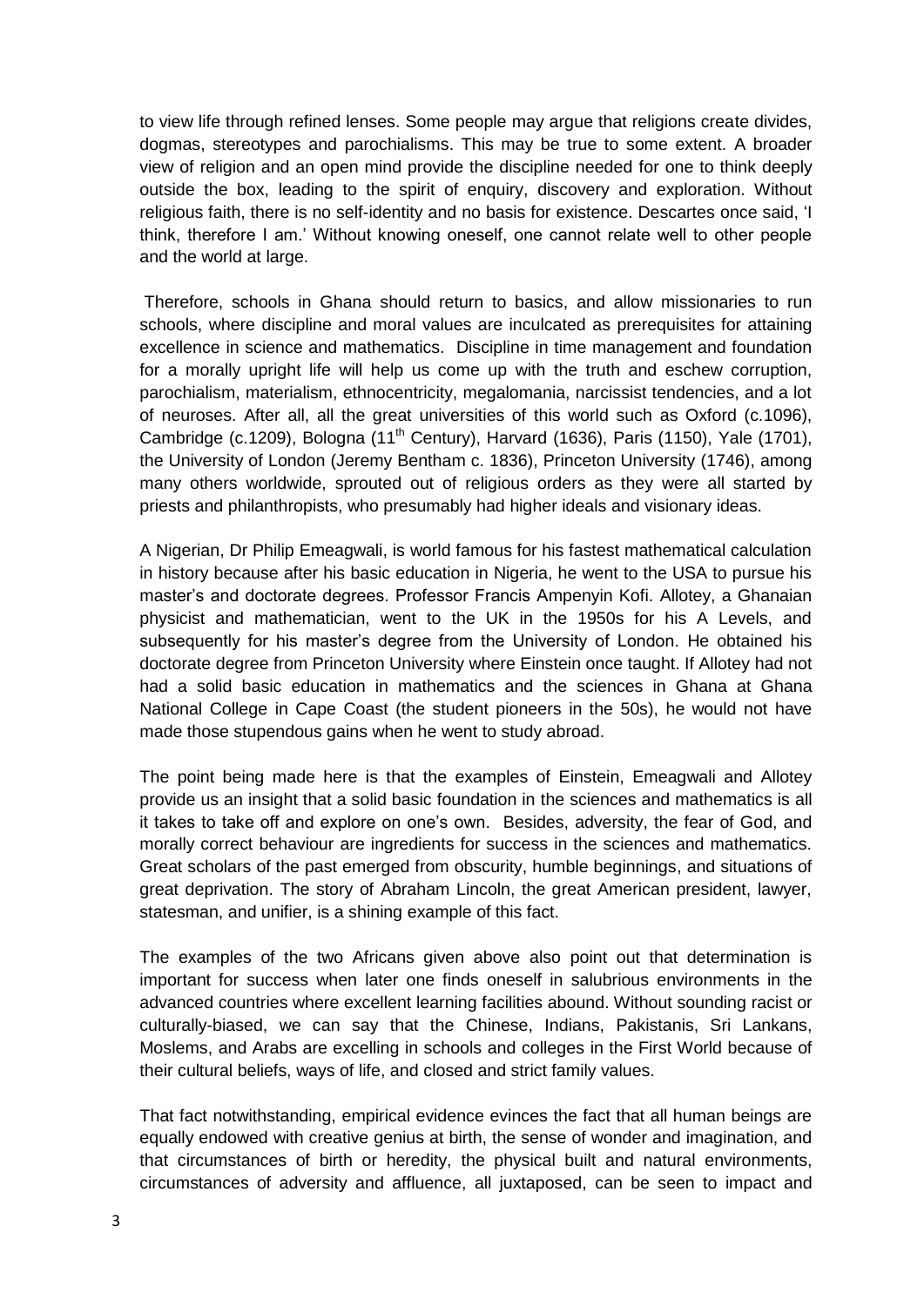to view life through refined lenses. Some people may argue that religions create divides, dogmas, stereotypes and parochialisms. This may be true to some extent. A broader view of religion and an open mind provide the discipline needed for one to think deeply outside the box, leading to the spirit of enquiry, discovery and exploration. Without religious faith, there is no self-identity and no basis for existence. Descartes once said, 'I think, therefore I am.' Without knowing oneself, one cannot relate well to other people and the world at large.

Therefore, schools in Ghana should return to basics, and allow missionaries to run schools, where discipline and moral values are inculcated as prerequisites for attaining excellence in science and mathematics. Discipline in time management and foundation for a morally upright life will help us come up with the truth and eschew corruption, parochialism, materialism, ethnocentricity, megalomania, narcissist tendencies, and a lot of neuroses. After all, all the great universities of this world such as Oxford (c.1096), Cambridge (c.1209), Bologna (11th Century), Harvard (1636), Paris (1150), Yale (1701), the University of London (Jeremy Bentham c. 1836), Princeton University (1746), among many others worldwide, sprouted out of religious orders as they were all started by priests and philanthropists, who presumably had higher ideals and visionary ideas.

A Nigerian, Dr Philip Emeagwali, is world famous for his fastest mathematical calculation in history because after his basic education in Nigeria, he went to the USA to pursue his master's and doctorate degrees. Professor Francis Ampenyin Kofi. Allotey, a Ghanaian physicist and mathematician, went to the UK in the 1950s for his A Levels, and subsequently for his master's degree from the University of London. He obtained his doctorate degree from Princeton University where Einstein once taught. If Allotey had not had a solid basic education in mathematics and the sciences in Ghana at Ghana National College in Cape Coast (the student pioneers in the 50s), he would not have made those stupendous gains when he went to study abroad.

The point being made here is that the examples of Einstein, Emeagwali and Allotey provide us an insight that a solid basic foundation in the sciences and mathematics is all it takes to take off and explore on one's own. Besides, adversity, the fear of God, and morally correct behaviour are ingredients for success in the sciences and mathematics. Great scholars of the past emerged from obscurity, humble beginnings, and situations of great deprivation. The story of Abraham Lincoln, the great American president, lawyer, statesman, and unifier, is a shining example of this fact.

The examples of the two Africans given above also point out that determination is important for success when later one finds oneself in salubrious environments in the advanced countries where excellent learning facilities abound. Without sounding racist or culturally-biased, we can say that the Chinese, Indians, Pakistanis, Sri Lankans, Moslems, and Arabs are excelling in schools and colleges in the First World because of their cultural beliefs, ways of life, and closed and strict family values.

That fact notwithstanding, empirical evidence evinces the fact that all human beings are equally endowed with creative genius at birth, the sense of wonder and imagination, and that circumstances of birth or heredity, the physical built and natural environments, circumstances of adversity and affluence, all juxtaposed, can be seen to impact and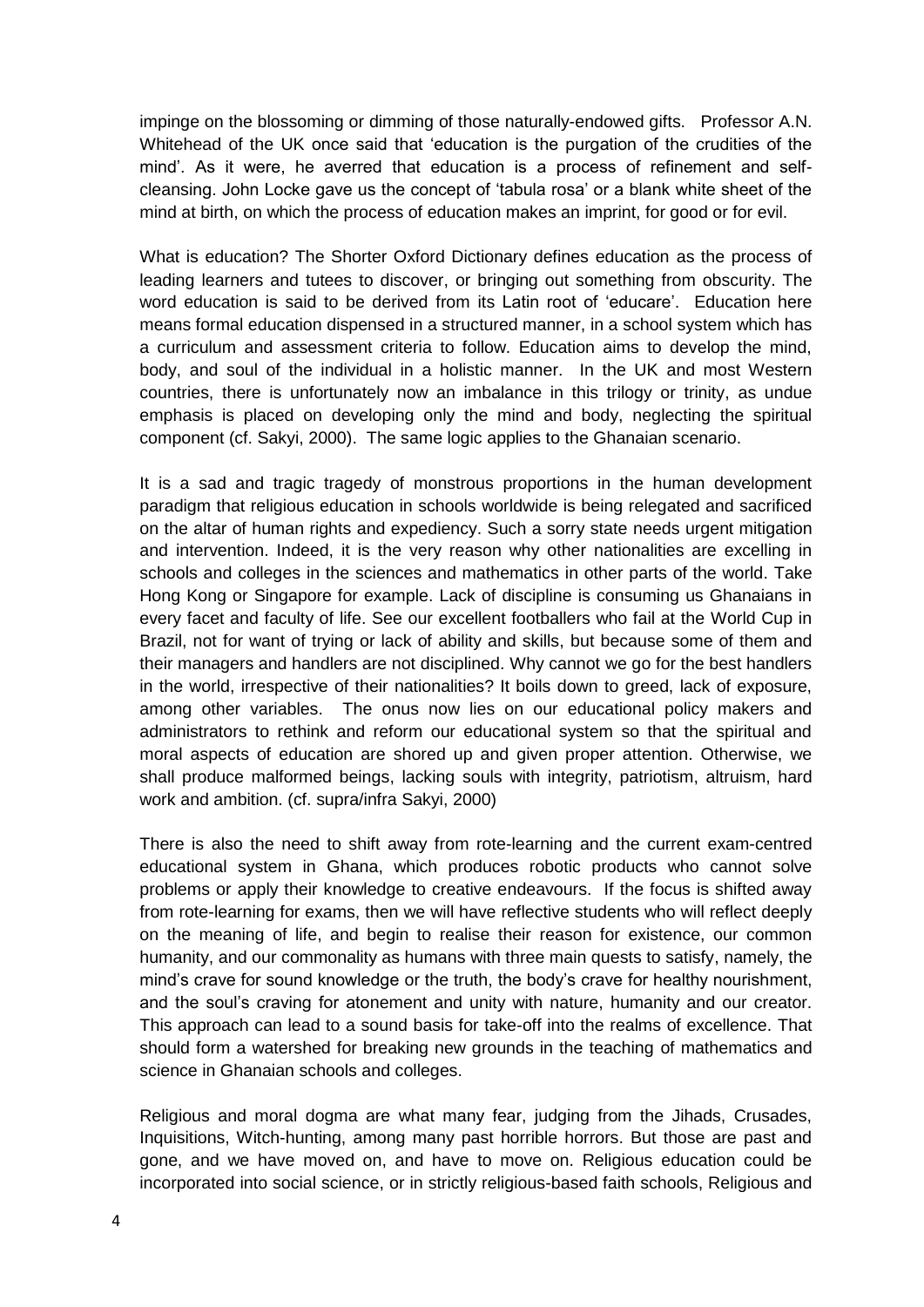impinge on the blossoming or dimming of those naturally-endowed gifts. Professor A.N. Whitehead of the UK once said that 'education is the purgation of the crudities of the mind'. As it were, he averred that education is a process of refinement and self-cleansing. John Locke gave us the concept of 'tabula rosa' or a blank white sheet of the mind at birth, on which the process of education makes an imprint, for good or for evil.

What is education? The Shorter Oxford Dictionary defines education as the process of leading learners and tutees to discover, or bringing out something from obscurity. The word education is said to be derived from its Latin root of 'educare'. Education here means formal education dispensed in a structured manner, in a school system which has a curriculum and assessment criteria to follow. Education aims to develop the mind, body, and soul of the individual in a holistic manner. In the UK and most Western countries, there is unfortunately now an imbalance in this trilogy or trinity, as undue emphasis is placed on developing only the mind and body, neglecting the spiritual component (cf. Sakyi, 2000). The same logic applies to the Ghanaian scenario.

It is a sad and tragic tragedy of monstrous proportions in the human development paradigm that religious education in schools worldwide is being relegated and sacrificed on the altar of human rights and expediency. Such a sorry state needs urgent mitigation and intervention. Indeed, it is the very reason why other nationalities are excelling in schools and colleges in the sciences and mathematics in other parts of the world. Take Hong Kong or Singapore for example. Lack of discipline is consuming us Ghanaians in every facet and faculty of life. See our excellent footballers who fail at the World Cup in Brazil, not for want of trying or lack of ability and skills, but because some of them and their managers and handlers are not disciplined. Why cannot we go for the best handlers in the world, irrespective of their nationalities? It boils down to greed, lack of exposure, among other variables. The onus now lies on our educational policy makers and administrators to rethink and reform our educational system so that the spiritual and moral aspects of education are shored up and given proper attention. Otherwise, we shall produce malformed beings, lacking souls with integrity, patriotism, altruism, hard work and ambition. (cf. supra/infra Sakyi, 2000)

There is also the need to shift away from rote-learning and the current exam-centred educational system in Ghana, which produces robotic products who cannot solve problems or apply their knowledge to creative endeavours. If the focus is shifted away from rote-learning for exams, then we will have reflective students who will reflect deeply on the meaning of life, and begin to realise their reason for existence, our common humanity, and our commonality as humans with three main quests to satisfy, namely, the mind's crave for sound knowledge or the truth, the body's crave for healthy nourishment, and the soul's craving for atonement and unity with nature, humanity and our creator. This approach can lead to a sound basis for take-off into the realms of excellence. That should form a watershed for breaking new grounds in the teaching of mathematics and science in Ghanaian schools and colleges.

Religious and moral dogma are what many fear, judging from the Jihads, Crusades, Inquisitions, Witch-hunting, among many past horrible horrors. But those are past and gone, and we have moved on, and have to move on. Religious education could be incorporated into social science, or in strictly religious-based faith schools, Religious and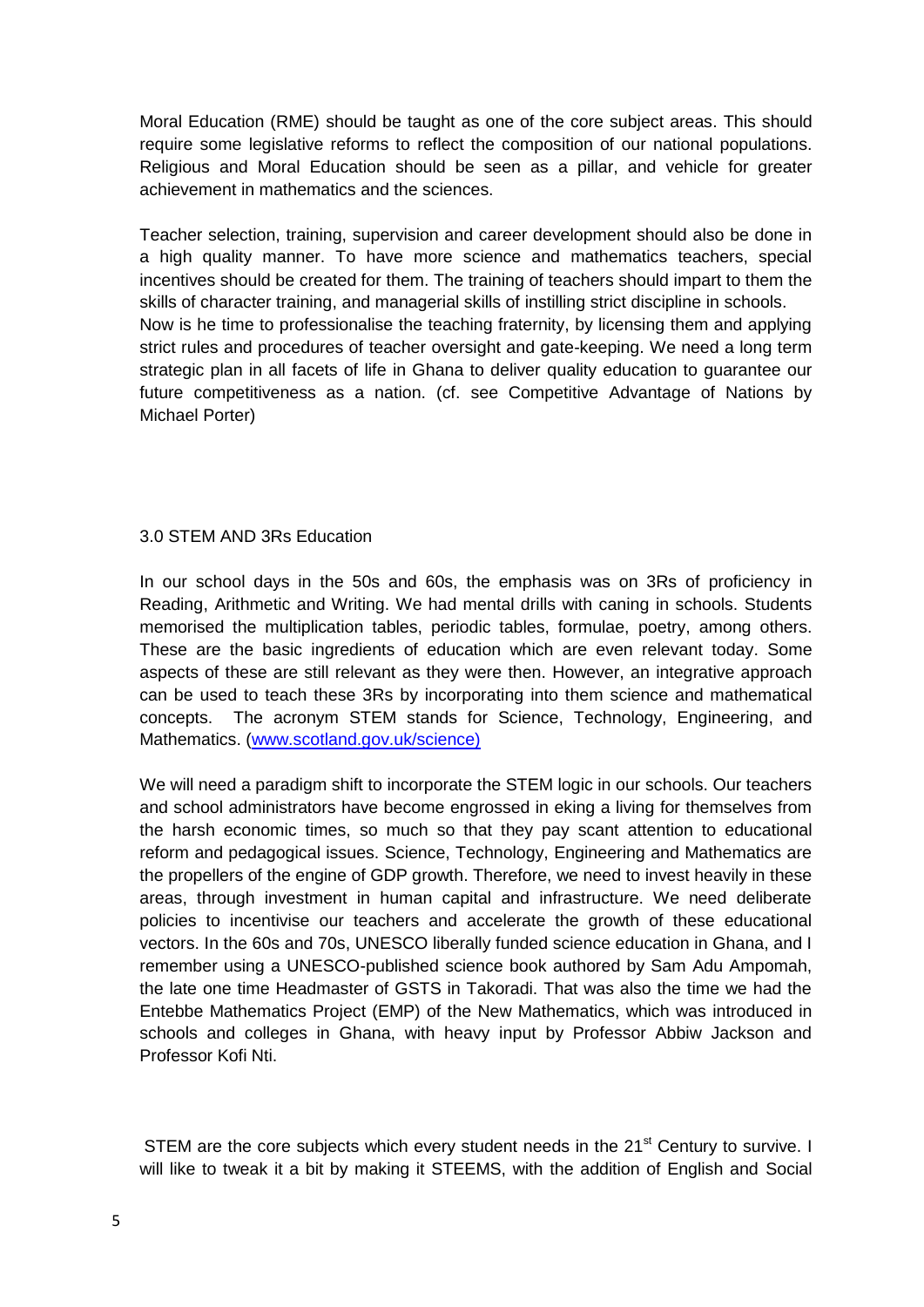Moral Education (RME) should be taught as one of the core subject areas. This should require some legislative reforms to reflect the composition of our national populations. Religious and Moral Education should be seen as a pillar, and vehicle for greater achievement in mathematics and the sciences.

Teacher selection, training, supervision and career development should also be done in a high quality manner. To have more science and mathematics teachers, special incentives should be created for them. The training of teachers should impart to them the skills of character training, and managerial skills of instilling strict discipline in schools.
Now is he time to professionalise the teaching fraternity, by licensing them and applying strict rules and procedures of teacher oversight and gate-keeping. We need a long term strategic plan in all facets of life in Ghana to deliver quality education to guarantee our future competitiveness as a nation. (cf. see Competitive Advantage of Nations by Michael Porter)

## 3.0 STEM AND 3Rs Education

In our school days in the 50s and 60s, the emphasis was on 3Rs of proficiency in Reading, Arithmetic and Writing. We had mental drills with caning in schools. Students memorised the multiplication tables, periodic tables, formulae, poetry, among others. These are the basic ingredients of education which are even relevant today. Some aspects of these are still relevant as they were then. However, an integrative approach can be used to teach these 3Rs by incorporating into them science and mathematical concepts. The acronym STEM stands for Science, Technology, Engineering, and Mathematics. (www.scotland.gov.uk/science)

We will need a paradigm shift to incorporate the STEM logic in our schools. Our teachers and school administrators have become engrossed in eking a living for themselves from the harsh economic times, so much so that they pay scant attention to educational reform and pedagogical issues. Science, Technology, Engineering and Mathematics are the propellers of the engine of GDP growth. Therefore, we need to invest heavily in these areas, through investment in human capital and infrastructure. We need deliberate policies to incentivise our teachers and accelerate the growth of these educational vectors. In the 60s and 70s, UNESCO liberally funded science education in Ghana, and I remember using a UNESCO-published science book authored by Sam Adu Ampomah, the late one time Headmaster of GSTS in Takoradi. That was also the time we had the Entebbe Mathematics Project (EMP) of the New Mathematics, which was introduced in schools and colleges in Ghana, with heavy input by Professor Abbiw Jackson and Professor Kofi Nti.

STEM are the core subjects which every student needs in the 21st Century to survive. I will like to tweak it a bit by making it STEEMS, with the addition of English and Social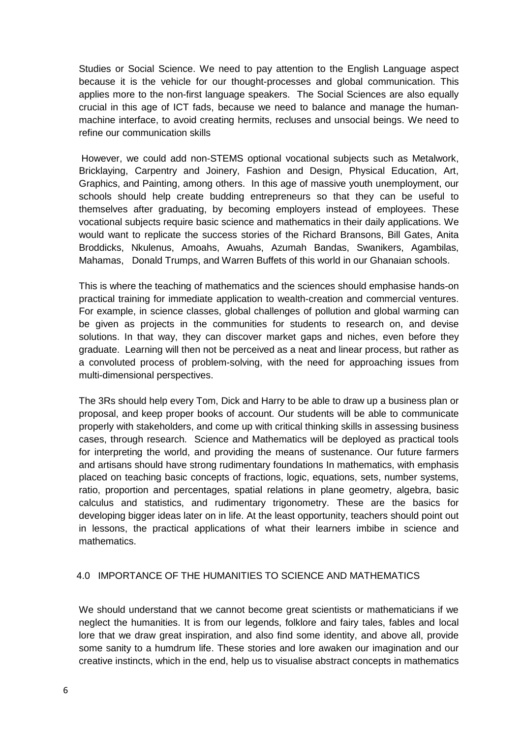Studies or Social Science. We need to pay attention to the English Language aspect because it is the vehicle for our thought-processes and global communication. This applies more to the non-first language speakers. The Social Sciences are also equally crucial in this age of ICT fads, because we need to balance and manage the human-machine interface, to avoid creating hermits, recluses and unsocial beings. We need to refine our communication skills

However, we could add non-STEMS optional vocational subjects such as Metalwork, Bricklaying, Carpentry and Joinery, Fashion and Design, Physical Education, Art, Graphics, and Painting, among others. In this age of massive youth unemployment, our schools should help create budding entrepreneurs so that they can be useful to themselves after graduating, by becoming employers instead of employees. These vocational subjects require basic science and mathematics in their daily applications. We would want to replicate the success stories of the Richard Bransons, Bill Gates, Anita Broddicks, Nkulenus, Amoahs, Awuahs, Azumah Bandas, Swanikers, Agambilas, Mahamas, Donald Trumps, and Warren Buffets of this world in our Ghanaian schools.

This is where the teaching of mathematics and the sciences should emphasise hands-on practical training for immediate application to wealth-creation and commercial ventures. For example, in science classes, global challenges of pollution and global warming can be given as projects in the communities for students to research on, and devise solutions. In that way, they can discover market gaps and niches, even before they graduate. Learning will then not be perceived as a neat and linear process, but rather as a convoluted process of problem-solving, with the need for approaching issues from multi-dimensional perspectives.

The 3Rs should help every Tom, Dick and Harry to be able to draw up a business plan or proposal, and keep proper books of account. Our students will be able to communicate properly with stakeholders, and come up with critical thinking skills in assessing business cases, through research. Science and Mathematics will be deployed as practical tools for interpreting the world, and providing the means of sustenance. Our future farmers and artisans should have strong rudimentary foundations In mathematics, with emphasis placed on teaching basic concepts of fractions, logic, equations, sets, number systems, ratio, proportion and percentages, spatial relations in plane geometry, algebra, basic calculus and statistics, and rudimentary trigonometry. These are the basics for developing bigger ideas later on in life. At the least opportunity, teachers should point out in lessons, the practical applications of what their learners imbibe in science and mathematics.

## 4.0 IMPORTANCE OF THE HUMANITIES TO SCIENCE AND MATHEMATICS

We should understand that we cannot become great scientists or mathematicians if we neglect the humanities. It is from our legends, folklore and fairy tales, fables and local lore that we draw great inspiration, and also find some identity, and above all, provide some sanity to a humdrum life. These stories and lore awaken our imagination and our creative instincts, which in the end, help us to visualise abstract concepts in mathematics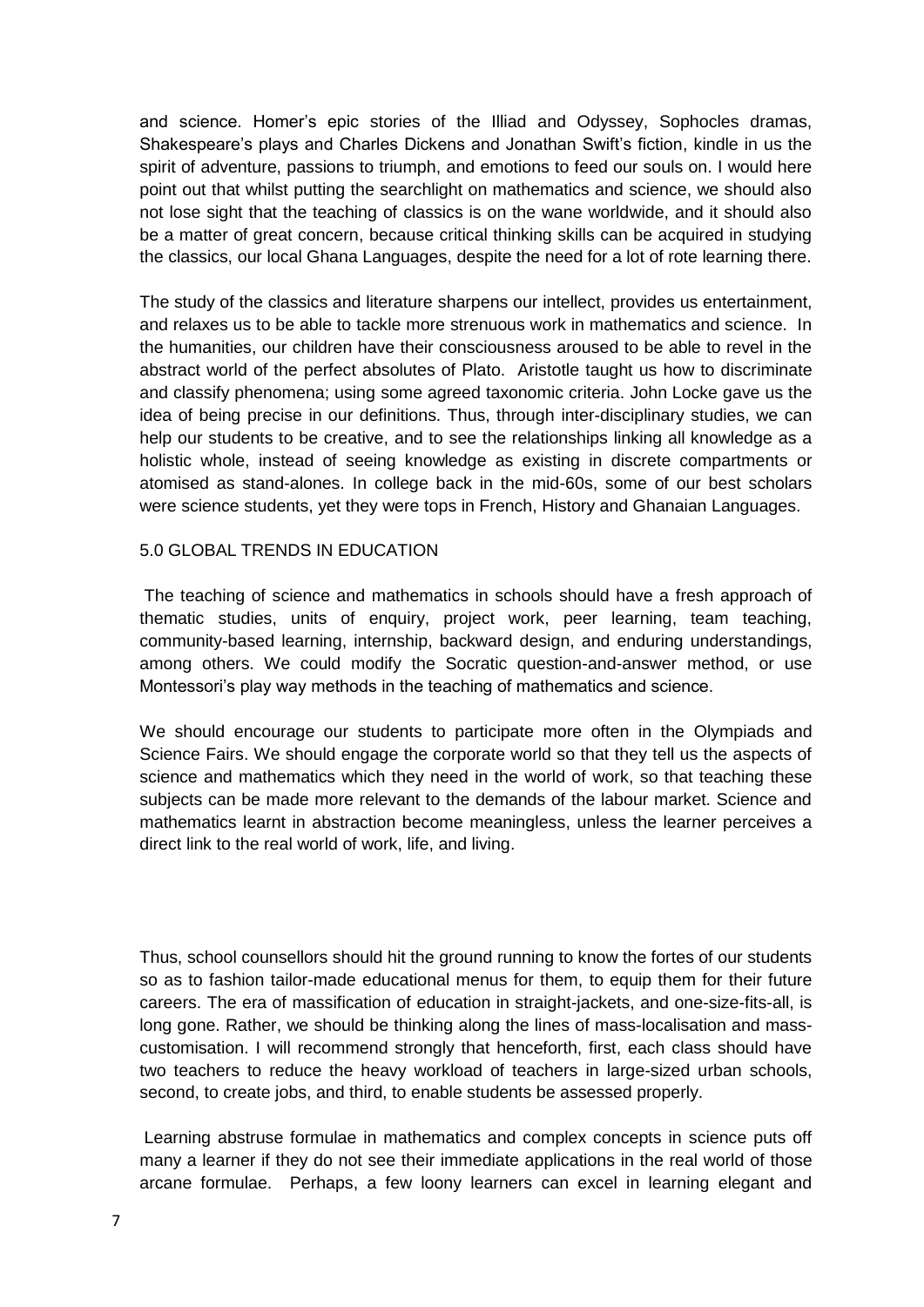and science. Homer's epic stories of the Illiad and Odyssey, Sophocles dramas, Shakespeare's plays and Charles Dickens and Jonathan Swift's fiction, kindle in us the spirit of adventure, passions to triumph, and emotions to feed our souls on. I would here point out that whilst putting the searchlight on mathematics and science, we should also not lose sight that the teaching of classics is on the wane worldwide, and it should also be a matter of great concern, because critical thinking skills can be acquired in studying the classics, our local Ghana Languages, despite the need for a lot of rote learning there.

The study of the classics and literature sharpens our intellect, provides us entertainment, and relaxes us to be able to tackle more strenuous work in mathematics and science. In the humanities, our children have their consciousness aroused to be able to revel in the abstract world of the perfect absolutes of Plato. Aristotle taught us how to discriminate and classify phenomena; using some agreed taxonomic criteria. John Locke gave us the idea of being precise in our definitions. Thus, through inter-disciplinary studies, we can help our students to be creative, and to see the relationships linking all knowledge as a holistic whole, instead of seeing knowledge as existing in discrete compartments or atomised as stand-alones. In college back in the mid-60s, some of our best scholars were science students, yet they were tops in French, History and Ghanaian Languages.

## 5.0 GLOBAL TRENDS IN EDUCATION

The teaching of science and mathematics in schools should have a fresh approach of thematic studies, units of enquiry, project work, peer learning, team teaching, community-based learning, internship, backward design, and enduring understandings, among others. We could modify the Socratic question-and-answer method, or use Montessori's play way methods in the teaching of mathematics and science.

We should encourage our students to participate more often in the Olympiads and Science Fairs. We should engage the corporate world so that they tell us the aspects of science and mathematics which they need in the world of work, so that teaching these subjects can be made more relevant to the demands of the labour market. Science and mathematics learnt in abstraction become meaningless, unless the learner perceives a direct link to the real world of work, life, and living.

Thus, school counsellors should hit the ground running to know the fortes of our students so as to fashion tailor-made educational menus for them, to equip them for their future careers. The era of massification of education in straight-jackets, and one-size-fits-all, is long gone. Rather, we should be thinking along the lines of mass-localisation and mass-customisation. I will recommend strongly that henceforth, first, each class should have two teachers to reduce the heavy workload of teachers in large-sized urban schools, second, to create jobs, and third, to enable students be assessed properly.

Learning abstruse formulae in mathematics and complex concepts in science puts off many a learner if they do not see their immediate applications in the real world of those arcane formulae. Perhaps, a few loony learners can excel in learning elegant and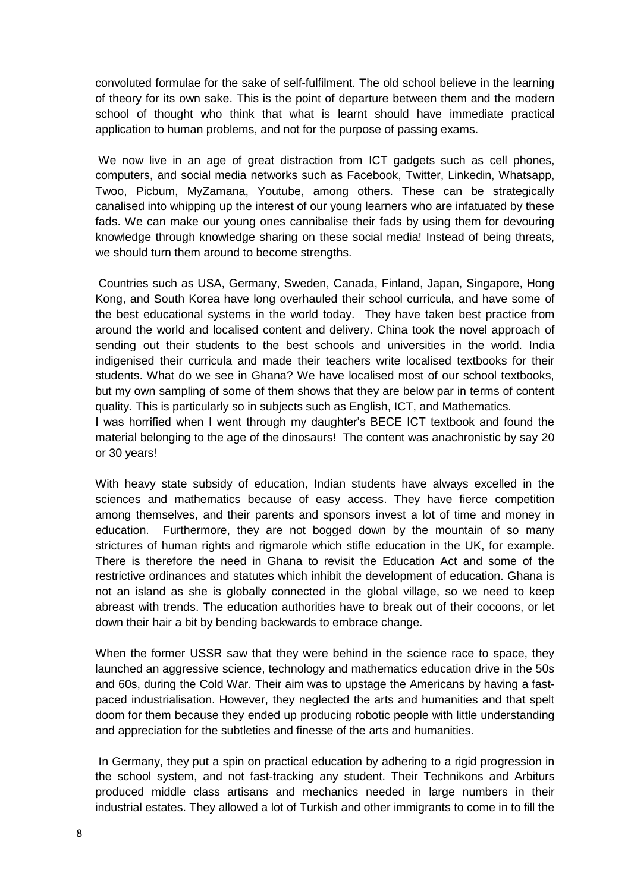convoluted formulae for the sake of self-fulfilment. The old school believe in the learning of theory for its own sake. This is the point of departure between them and the modern school of thought who think that what is learnt should have immediate practical application to human problems, and not for the purpose of passing exams.

We now live in an age of great distraction from ICT gadgets such as cell phones, computers, and social media networks such as Facebook, Twitter, Linkedin, Whatsapp, Twoo, Picbum, MyZamana, Youtube, among others. These can be strategically canalised into whipping up the interest of our young learners who are infatuated by these fads. We can make our young ones cannibalise their fads by using them for devouring knowledge through knowledge sharing on these social media! Instead of being threats, we should turn them around to become strengths.

Countries such as USA, Germany, Sweden, Canada, Finland, Japan, Singapore, Hong Kong, and South Korea have long overhauled their school curricula, and have some of the best educational systems in the world today. They have taken best practice from around the world and localised content and delivery. China took the novel approach of sending out their students to the best schools and universities in the world. India indigenised their curricula and made their teachers write localised textbooks for their students. What do we see in Ghana? We have localised most of our school textbooks, but my own sampling of some of them shows that they are below par in terms of content quality. This is particularly so in subjects such as English, ICT, and Mathematics.
I was horrified when I went through my daughter's BECE ICT textbook and found the material belonging to the age of the dinosaurs! The content was anachronistic by say 20 or 30 years!

With heavy state subsidy of education, Indian students have always excelled in the sciences and mathematics because of easy access. They have fierce competition among themselves, and their parents and sponsors invest a lot of time and money in education. Furthermore, they are not bogged down by the mountain of so many strictures of human rights and rigmarole which stifle education in the UK, for example. There is therefore the need in Ghana to revisit the Education Act and some of the restrictive ordinances and statutes which inhibit the development of education. Ghana is not an island as she is globally connected in the global village, so we need to keep abreast with trends. The education authorities have to break out of their cocoons, or let down their hair a bit by bending backwards to embrace change.

When the former USSR saw that they were behind in the science race to space, they launched an aggressive science, technology and mathematics education drive in the 50s and 60s, during the Cold War. Their aim was to upstage the Americans by having a fast-paced industrialisation. However, they neglected the arts and humanities and that spelt doom for them because they ended up producing robotic people with little understanding and appreciation for the subtleties and finesse of the arts and humanities.

In Germany, they put a spin on practical education by adhering to a rigid progression in the school system, and not fast-tracking any student. Their Technikons and Arbiturs produced middle class artisans and mechanics needed in large numbers in their industrial estates. They allowed a lot of Turkish and other immigrants to come in to fill the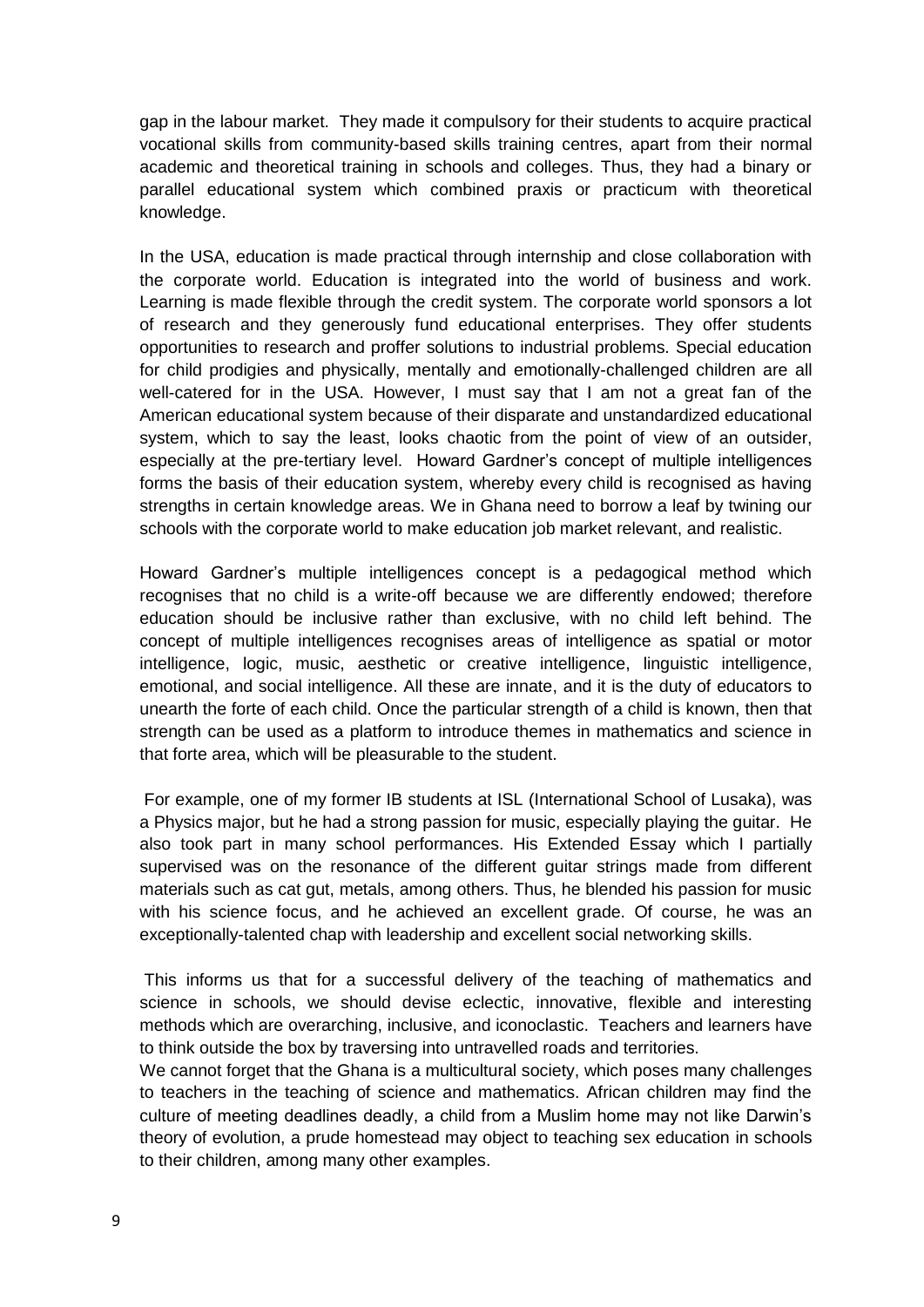gap in the labour market. They made it compulsory for their students to acquire practical vocational skills from community-based skills training centres, apart from their normal academic and theoretical training in schools and colleges. Thus, they had a binary or parallel educational system which combined praxis or practicum with theoretical knowledge.

In the USA, education is made practical through internship and close collaboration with the corporate world. Education is integrated into the world of business and work. Learning is made flexible through the credit system. The corporate world sponsors a lot of research and they generously fund educational enterprises. They offer students opportunities to research and proffer solutions to industrial problems. Special education for child prodigies and physically, mentally and emotionally-challenged children are all well-catered for in the USA. However, I must say that I am not a great fan of the American educational system because of their disparate and unstandardized educational system, which to say the least, looks chaotic from the point of view of an outsider, especially at the pre-tertiary level. Howard Gardner's concept of multiple intelligences forms the basis of their education system, whereby every child is recognised as having strengths in certain knowledge areas. We in Ghana need to borrow a leaf by twining our schools with the corporate world to make education job market relevant, and realistic.

Howard Gardner's multiple intelligences concept is a pedagogical method which recognises that no child is a write-off because we are differently endowed; therefore education should be inclusive rather than exclusive, with no child left behind. The concept of multiple intelligences recognises areas of intelligence as spatial or motor intelligence, logic, music, aesthetic or creative intelligence, linguistic intelligence, emotional, and social intelligence. All these are innate, and it is the duty of educators to unearth the forte of each child. Once the particular strength of a child is known, then that strength can be used as a platform to introduce themes in mathematics and science in that forte area, which will be pleasurable to the student.

For example, one of my former IB students at ISL (International School of Lusaka), was a Physics major, but he had a strong passion for music, especially playing the guitar. He also took part in many school performances. His Extended Essay which I partially supervised was on the resonance of the different guitar strings made from different materials such as cat gut, metals, among others. Thus, he blended his passion for music with his science focus, and he achieved an excellent grade. Of course, he was an exceptionally-talented chap with leadership and excellent social networking skills.

This informs us that for a successful delivery of the teaching of mathematics and science in schools, we should devise eclectic, innovative, flexible and interesting methods which are overarching, inclusive, and iconoclastic. Teachers and learners have to think outside the box by traversing into untravelled roads and territories.

We cannot forget that the Ghana is a multicultural society, which poses many challenges to teachers in the teaching of science and mathematics. African children may find the culture of meeting deadlines deadly, a child from a Muslim home may not like Darwin's theory of evolution, a prude homestead may object to teaching sex education in schools to their children, among many other examples.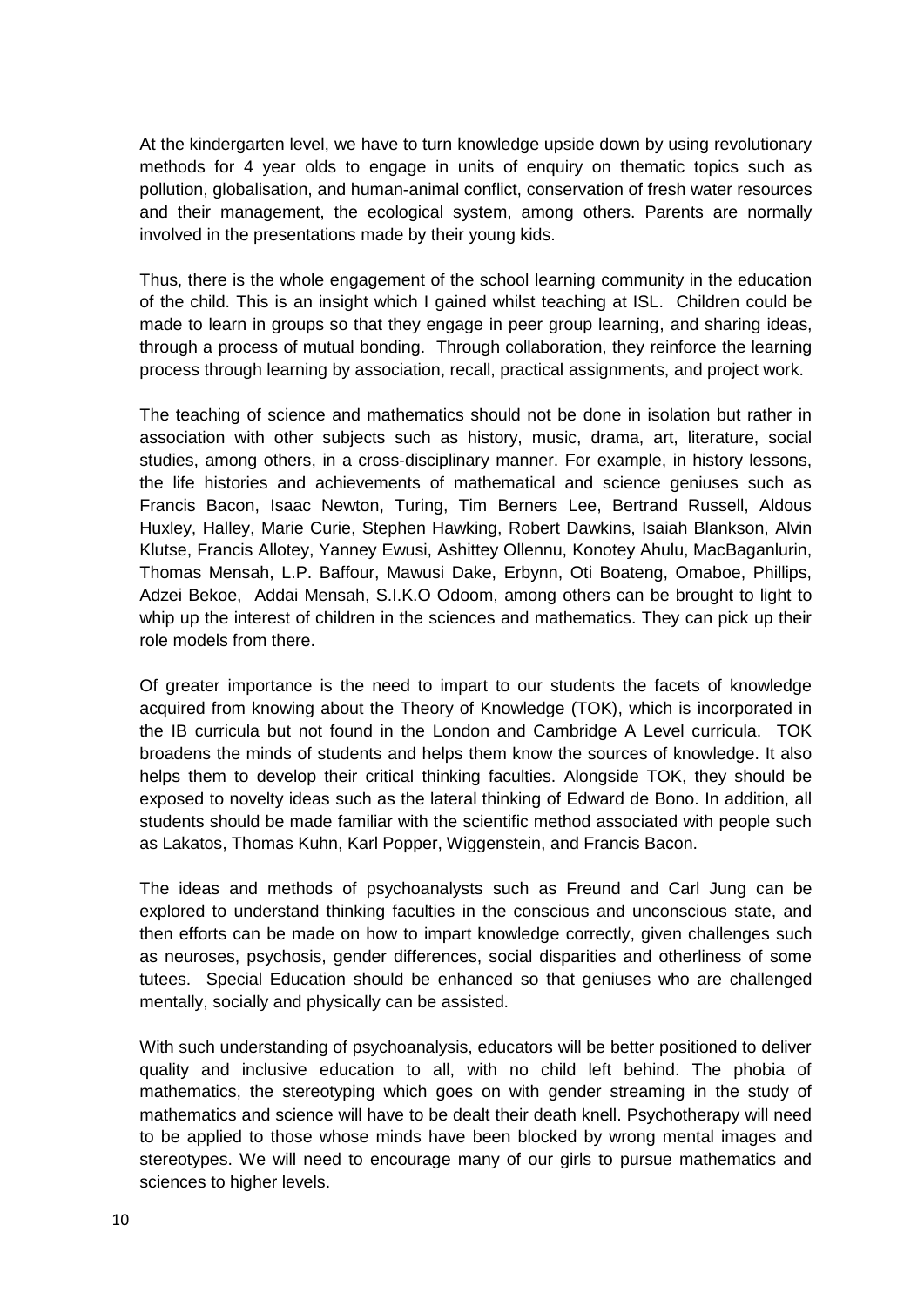At the kindergarten level, we have to turn knowledge upside down by using revolutionary methods for 4 year olds to engage in units of enquiry on thematic topics such as pollution, globalisation, and human-animal conflict, conservation of fresh water resources and their management, the ecological system, among others. Parents are normally involved in the presentations made by their young kids.

Thus, there is the whole engagement of the school learning community in the education of the child. This is an insight which I gained whilst teaching at ISL. Children could be made to learn in groups so that they engage in peer group learning, and sharing ideas, through a process of mutual bonding. Through collaboration, they reinforce the learning process through learning by association, recall, practical assignments, and project work.

The teaching of science and mathematics should not be done in isolation but rather in association with other subjects such as history, music, drama, art, literature, social studies, among others, in a cross-disciplinary manner. For example, in history lessons, the life histories and achievements of mathematical and science geniuses such as Francis Bacon, Isaac Newton, Turing, Tim Berners Lee, Bertrand Russell, Aldous Huxley, Halley, Marie Curie, Stephen Hawking, Robert Dawkins, Isaiah Blankson, Alvin Klutse, Francis Allotey, Yanney Ewusi, Ashittey Ollennu, Konotey Ahulu, MacBaganlurin, Thomas Mensah, L.P. Baffour, Mawusi Dake, Erbynn, Oti Boateng, Omaboe, Phillips, Adzei Bekoe, Addai Mensah, S.I.K.O Odoom, among others can be brought to light to whip up the interest of children in the sciences and mathematics. They can pick up their role models from there.

Of greater importance is the need to impart to our students the facets of knowledge acquired from knowing about the Theory of Knowledge (TOK), which is incorporated in the IB curricula but not found in the London and Cambridge A Level curricula. TOK broadens the minds of students and helps them know the sources of knowledge. It also helps them to develop their critical thinking faculties. Alongside TOK, they should be exposed to novelty ideas such as the lateral thinking of Edward de Bono. In addition, all students should be made familiar with the scientific method associated with people such as Lakatos, Thomas Kuhn, Karl Popper, Wiggenstein, and Francis Bacon.

The ideas and methods of psychoanalysts such as Freund and Carl Jung can be explored to understand thinking faculties in the conscious and unconscious state, and then efforts can be made on how to impart knowledge correctly, given challenges such as neuroses, psychosis, gender differences, social disparities and otherliness of some tutees. Special Education should be enhanced so that geniuses who are challenged mentally, socially and physically can be assisted.

With such understanding of psychoanalysis, educators will be better positioned to deliver quality and inclusive education to all, with no child left behind. The phobia of mathematics, the stereotyping which goes on with gender streaming in the study of mathematics and science will have to be dealt their death knell. Psychotherapy will need to be applied to those whose minds have been blocked by wrong mental images and stereotypes. We will need to encourage many of our girls to pursue mathematics and sciences to higher levels.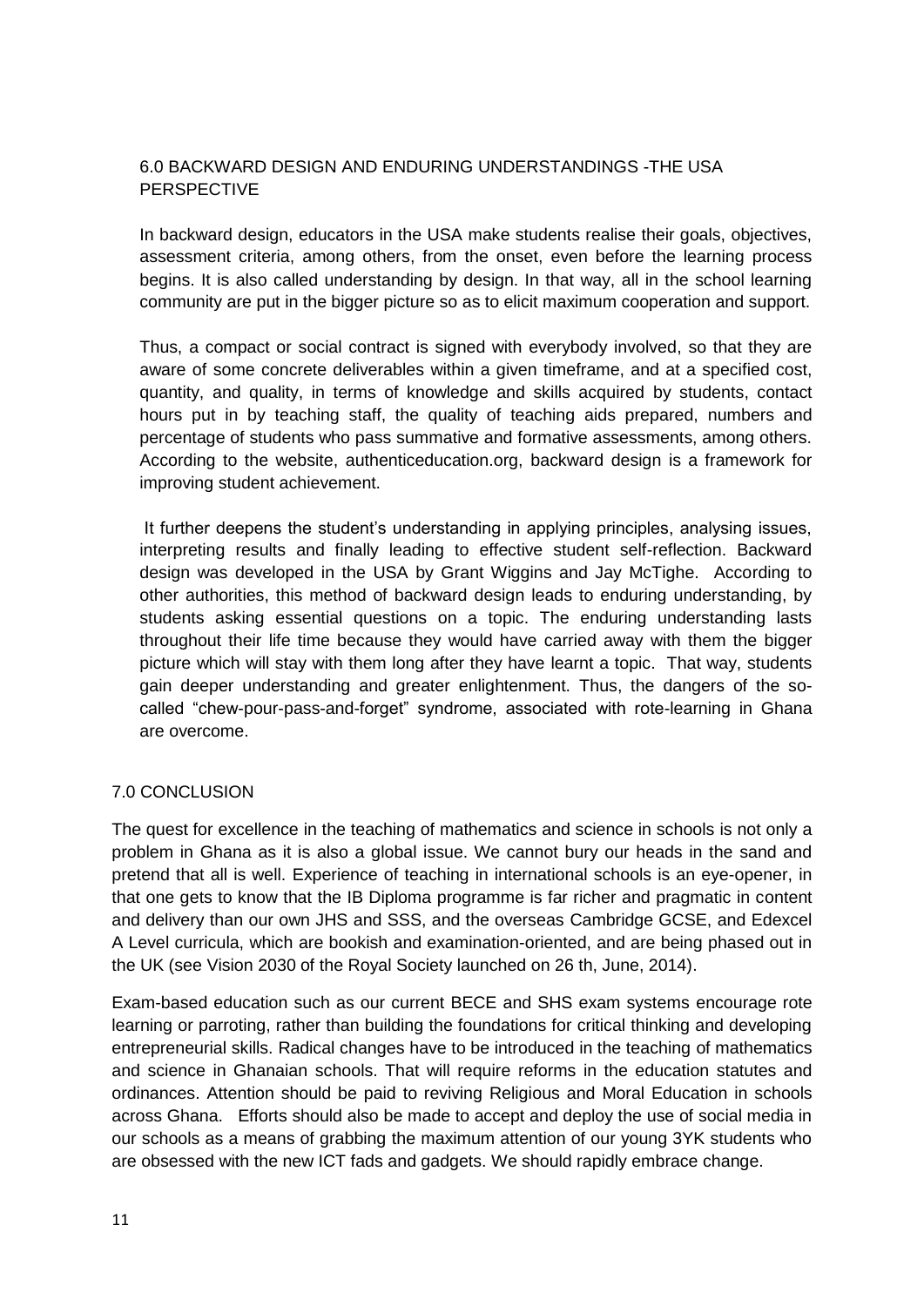## 6.0 BACKWARD DESIGN AND ENDURING UNDERSTANDINGS -THE USA PERSPECTIVE

In backward design, educators in the USA make students realise their goals, objectives, assessment criteria, among others, from the onset, even before the learning process begins. It is also called understanding by design. In that way, all in the school learning community are put in the bigger picture so as to elicit maximum cooperation and support.

Thus, a compact or social contract is signed with everybody involved, so that they are aware of some concrete deliverables within a given timeframe, and at a specified cost, quantity, and quality, in terms of knowledge and skills acquired by students, contact hours put in by teaching staff, the quality of teaching aids prepared, numbers and percentage of students who pass summative and formative assessments, among others. According to the website, authenticeducation.org, backward design is a framework for improving student achievement.

It further deepens the student's understanding in applying principles, analysing issues, interpreting results and finally leading to effective student self-reflection. Backward design was developed in the USA by Grant Wiggins and Jay McTighe. According to other authorities, this method of backward design leads to enduring understanding, by students asking essential questions on a topic. The enduring understanding lasts throughout their life time because they would have carried away with them the bigger picture which will stay with them long after they have learnt a topic. That way, students gain deeper understanding and greater enlightenment. Thus, the dangers of the so-called "chew-pour-pass-and-forget" syndrome, associated with rote-learning in Ghana are overcome.

## 7.0 CONCLUSION

The quest for excellence in the teaching of mathematics and science in schools is not only a problem in Ghana as it is also a global issue. We cannot bury our heads in the sand and pretend that all is well. Experience of teaching in international schools is an eye-opener, in that one gets to know that the IB Diploma programme is far richer and pragmatic in content and delivery than our own JHS and SSS, and the overseas Cambridge GCSE, and Edexcel A Level curricula, which are bookish and examination-oriented, and are being phased out in the UK (see Vision 2030 of the Royal Society launched on 26 th, June, 2014).

Exam-based education such as our current BECE and SHS exam systems encourage rote learning or parroting, rather than building the foundations for critical thinking and developing entrepreneurial skills. Radical changes have to be introduced in the teaching of mathematics and science in Ghanaian schools. That will require reforms in the education statutes and ordinances. Attention should be paid to reviving Religious and Moral Education in schools across Ghana. Efforts should also be made to accept and deploy the use of social media in our schools as a means of grabbing the maximum attention of our young 3YK students who are obsessed with the new ICT fads and gadgets. We should rapidly embrace change.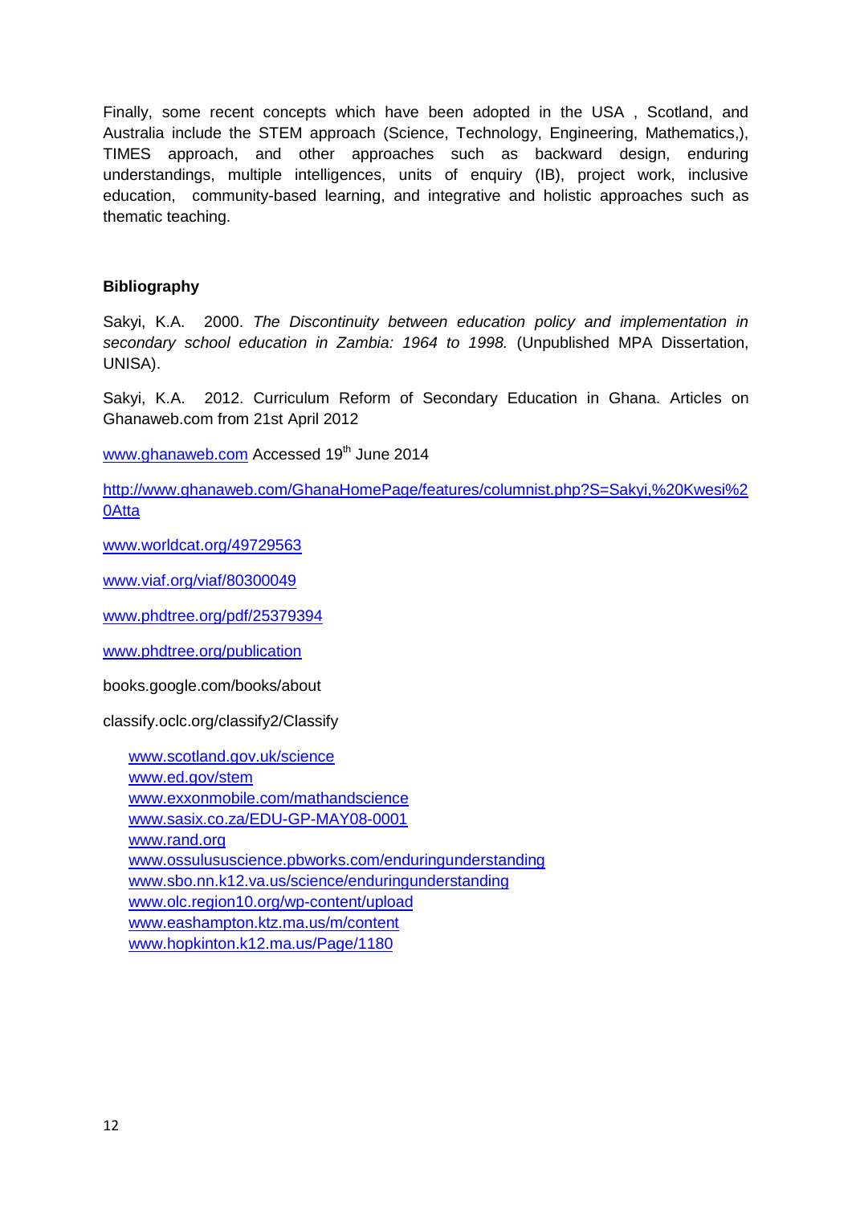Finally, some recent concepts which have been adopted in the USA , Scotland, and Australia include the STEM approach (Science, Technology, Engineering, Mathematics,), TIMES approach, and other approaches such as backward design, enduring understandings, multiple intelligences, units of enquiry (IB), project work, inclusive education, community-based learning, and integrative and holistic approaches such as thematic teaching.

**Bibliography**

Sakyi, K.A. 2000. *The Discontinuity between education policy and implementation in secondary school education in Zambia: 1964 to 1998.* (Unpublished MPA Dissertation, UNISA).

Sakyi, K.A. 2012. Curriculum Reform of Secondary Education in Ghana. Articles on Ghanaweb.com from 21st April 2012

www.ghanaweb.com Accessed 19th June 2014

http://www.ghanaweb.com/GhanaHomePage/features/columnist.php?S=Sakyi,%20Kwesi%20Atta

www.worldcat.org/49729563

www.viaf.org/viaf/80300049

www.phdtree.org/pdf/25379394

www.phdtree.org/publication

books.google.com/books/about

classify.oclc.org/classify2/Classify

www.scotland.gov.uk/science
www.ed.gov/stem
www.exxonmobile.com/mathandscience
www.sasix.co.za/EDU-GP-MAY08-0001
www.rand.org
www.ossulususcience.pbworks.com/enduringunderstanding
www.sbo.nn.k12.va.us/science/enduringunderstanding
www.olc.region10.org/wp-content/upload
www.eashampton.ktz.ma.us/m/content
www.hopkinton.k12.ma.us/Page/1180